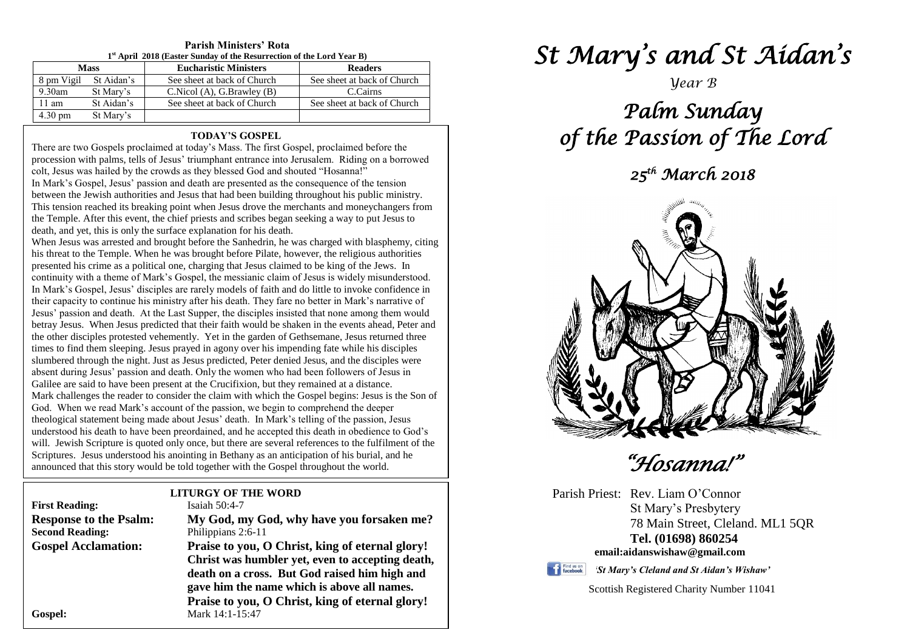**Parish Ministers' Rota**
**1st April 2018 (Easter Sunday of the Resurrection of the Lord Year B)**

| Mass | | Eucharistic Ministers | Readers |
|---|---|---|---|
| 8 pm Vigil | St Aidan's | See sheet at back of Church | See sheet at back of Church |
| 9.30am | St Mary's | C.Nicol (A), G.Brawley (B) | C.Cairns |
| 11 am | St Aidan's | See sheet at back of Church | See sheet at back of Church |
| 4.30 pm | St Mary's | | |

## TODAY'S GOSPEL

There are two Gospels proclaimed at today's Mass. The first Gospel, proclaimed before the procession with palms, tells of Jesus' triumphant entrance into Jerusalem. Riding on a borrowed colt, Jesus was hailed by the crowds as they blessed God and shouted "Hosanna!"

In Mark's Gospel, Jesus' passion and death are presented as the consequence of the tension between the Jewish authorities and Jesus that had been building throughout his public ministry. This tension reached its breaking point when Jesus drove the merchants and moneychangers from the Temple. After this event, the chief priests and scribes began seeking a way to put Jesus to death, and yet, this is only the surface explanation for his death.

When Jesus was arrested and brought before the Sanhedrin, he was charged with blasphemy, citing his threat to the Temple. When he was brought before Pilate, however, the religious authorities presented his crime as a political one, charging that Jesus claimed to be king of the Jews. In continuity with a theme of Mark's Gospel, the messianic claim of Jesus is widely misunderstood. In Mark's Gospel, Jesus' disciples are rarely models of faith and do little to invoke confidence in their capacity to continue his ministry after his death. They fare no better in Mark's narrative of Jesus' passion and death. At the Last Supper, the disciples insisted that none among them would betray Jesus. When Jesus predicted that their faith would be shaken in the events ahead, Peter and the other disciples protested vehemently. Yet in the garden of Gethsemane, Jesus returned three times to find them sleeping. Jesus prayed in agony over his impending fate while his disciples slumbered through the night. Just as Jesus predicted, Peter denied Jesus, and the disciples were absent during Jesus' passion and death. Only the women who had been followers of Jesus in Galilee are said to have been present at the Crucifixion, but they remained at a distance.

Mark challenges the reader to consider the claim with which the Gospel begins: Jesus is the Son of God. When we read Mark's account of the passion, we begin to comprehend the deeper theological statement being made about Jesus' death. In Mark's telling of the passion, Jesus understood his death to have been preordained, and he accepted this death in obedience to God's will. Jewish Scripture is quoted only once, but there are several references to the fulfilment of the Scriptures. Jesus understood his anointing in Bethany as an anticipation of his burial, and he announced that this story would be told together with the Gospel throughout the world.

## LITURGY OF THE WORD

**First Reading:** Isaiah 50:4-7

**Response to the Psalm:** **My God, my God, why have you forsaken me?**

**Second Reading:** Philippians 2:6-11

**Gospel Acclamation:** **Praise to you, O Christ, king of eternal glory! Christ was humbler yet, even to accepting death, death on a cross. But God raised him high and gave him the name which is above all names. Praise to you, O Christ, king of eternal glory!**

**Gospel:** Mark 14:1-15:47

# *St Mary's and St Aidan's*

*Year B*

# *Palm Sunday of the Passion of The Lord*

## *25th March 2018*

# *"Hosanna!"*

Parish Priest: Rev. Liam O'Connor
St Mary's Presbytery
78 Main Street, Cleland. ML1 5QR
**Tel. (01698) 860254**
**email:aidanswishaw@gmail.com**

*'St Mary's Cleland and St Aidan's Wishaw'*

Scottish Registered Charity Number 11041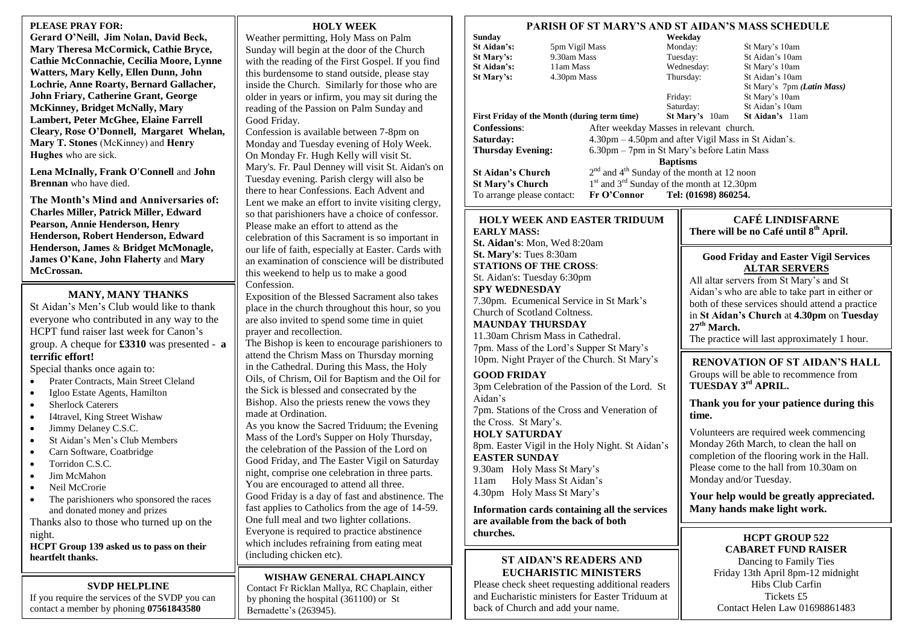**PLEASE PRAY FOR:**

**Gerard O'Neill, Jim Nolan, David Beck, Mary Theresa McCormick, Cathie Bryce, Cathie McConnachie, Cecilia Moore, Lynne Watters, Mary Kelly, Ellen Dunn, John Lochrie, Anne Roarty, Bernard Gallacher, John Friary, Catherine Grant, George McKinney, Bridget McNally, Mary Lambert, Peter McGhee, Elaine Farrell Cleary, Rose O'Donnell, Margaret Whelan, Mary T. Stones** (McKinney) and **Henry Hughes** who are sick.

**Lena McInally, Frank O'Connell** and **John Brennan** who have died.

**The Month's Mind and Anniversaries of: Charles Miller, Patrick Miller, Edward Pearson, Annie Henderson, Henry Henderson, Robert Henderson, Edward Henderson, James** & **Bridget McMonagle, James O'Kane, John Flaherty** and **Mary McCrossan.**

## MANY, MANY THANKS

St Aidan's Men's Club would like to thank everyone who contributed in any way to the HCPT fund raiser last week for Canon's group. A cheque for **£3310** was presented - **a terrific effort!**

Special thanks once again to:

- Prater Contracts, Main Street Cleland
- Igloo Estate Agents, Hamilton
- Sherlock Caterers
- I4travel, King Street Wishaw
- Jimmy Delaney C.S.C.
- St Aidan's Men's Club Members
- Carn Software, Coatbridge
- Torridon C.S.C.
- Jim McMahon
- Neil McCrorie
- The parishioners who sponsored the races and donated money and prizes

Thanks also to those who turned up on the night.

**HCPT Group 139 asked us to pass on their heartfelt thanks.**

## SVDP HELPLINE

If you require the services of the SVDP you can contact a member by phoning **07561843580**

## HOLY WEEK

Weather permitting, Holy Mass on Palm Sunday will begin at the door of the Church with the reading of the First Gospel. If you find this burdensome to stand outside, please stay inside the Church. Similarly for those who are older in years or infirm, you may sit during the reading of the Passion on Palm Sunday and Good Friday.

Confession is available between 7-8pm on Monday and Tuesday evening of Holy Week. On Monday Fr. Hugh Kelly will visit St. Mary's. Fr. Paul Denney will visit St. Aidan's on Tuesday evening. Parish clergy will also be there to hear Confessions. Each Advent and Lent we make an effort to invite visiting clergy, so that parishioners have a choice of confessor. Please make an effort to attend as the celebration of this Sacrament is so important in our life of faith, especially at Easter. Cards with an examination of conscience will be distributed this weekend to help us to make a good Confession.

Exposition of the Blessed Sacrament also takes place in the church throughout this hour, so you are also invited to spend some time in quiet prayer and recollection.

The Bishop is keen to encourage parishioners to attend the Chrism Mass on Thursday morning in the Cathedral. During this Mass, the Holy Oils, of Chrism, Oil for Baptism and the Oil for the Sick is blessed and consecrated by the Bishop. Also the priests renew the vows they made at Ordination.

As you know the Sacred Triduum; the Evening Mass of the Lord's Supper on Holy Thursday, the celebration of the Passion of the Lord on Good Friday, and The Easter Vigil on Saturday night, comprise one celebration in three parts. You are encouraged to attend all three.

Good Friday is a day of fast and abstinence. The fast applies to Catholics from the age of 14-59. One full meal and two lighter collations. Everyone is required to practice abstinence which includes refraining from eating meat (including chicken etc).

## WISHAW GENERAL CHAPLAINCY

Contact Fr Ricklan Mallya, RC Chaplain, either by phoning the hospital (361100) or St Bernadette's (263945).

## PARISH OF ST MARY'S AND ST AIDAN'S MASS SCHEDULE

| **Sunday** | | **Weekday** | |
|---|---|---|---|
| **St Aidan's:** | 5pm Vigil Mass | Monday: | St Mary's 10am |
| **St Mary's:** | 9.30am Mass | Tuesday: | St Aidan's 10am |
| **St Aidan's:** | 11am Mass | Wednesday: | St Mary's 10am |
| **St Mary's:** | 4.30pm Mass | Thursday: | St Aidan's 10am<br>St Mary's 7pm ***(Latin Mass)*** |
| | | Friday: | St Mary's 10am |
| | | Saturday: | St Aidan's 10am |
| **First Friday of the Month (during term time)** | | **St Mary's** 10am | **St Aidan's** 11am |

**Confessions**: After weekday Masses in relevant church.

**Saturday:** 4.30pm – 4.50pm and after Vigil Mass in St Aidan's.

**Thursday Evening:** 6.30pm – 7pm in St Mary's before Latin Mass

**Baptisms**

**St Aidan's Church** 2nd and 4th Sunday of the month at 12 noon

**St Mary's Church** 1st and 3rd Sunday of the month at 12.30pm

To arrange please contact: **Fr O'Connor Tel: (01698) 860254.**

## HOLY WEEK AND EASTER TRIDUUM

**EARLY MASS:**

**St. Aidan's**: Mon, Wed 8:20am

**St. Mary's**: Tues 8:30am

**STATIONS OF THE CROSS**:

St. Aidan's: Tuesday 6:30pm

**SPY WEDNESDAY**

7.30pm. Ecumenical Service in St Mark's Church of Scotland Coltness.

**MAUNDAY THURSDAY**

11.30am Chrism Mass in Cathedral.

7pm. Mass of the Lord's Supper St Mary's

10pm. Night Prayer of the Church. St Mary's

**GOOD FRIDAY**

3pm Celebration of the Passion of the Lord. St Aidan's

7pm. Stations of the Cross and Veneration of the Cross. St Mary's.

**HOLY SATURDAY**

8pm. Easter Vigil in the Holy Night. St Aidan's

**EASTER SUNDAY**

9.30am Holy Mass St Mary's

11am Holy Mass St Aidan's

4.30pm Holy Mass St Mary's

**Information cards containing all the services are available from the back of both churches.**

## ST AIDAN'S READERS AND EUCHARISTIC MINISTERS

Please check sheet requesting additional readers and Eucharistic ministers for Easter Triduum at back of Church and add your name.

## CAFÉ LINDISFARNE

**There will be no Café until 8th April.**

## Good Friday and Easter Vigil Services ALTAR SERVERS

All altar servers from St Mary's and St Aidan's who are able to take part in either or both of these services should attend a practice in **St Aidan's Church** at **4.30pm** on **Tuesday 27th March.**

The practice will last approximately 1 hour.

## RENOVATION OF ST AIDAN'S HALL

Groups will be able to recommence from **TUESDAY 3rd APRIL.**

**Thank you for your patience during this time.**

Volunteers are required week commencing Monday 26th March, to clean the hall on completion of the flooring work in the Hall. Please come to the hall from 10.30am on Monday and/or Tuesday.

**Your help would be greatly appreciated. Many hands make light work.**

## HCPT GROUP 522 CABARET FUND RAISER

Dancing to Family Ties

Friday 13th April 8pm-12 midnight

Hibs Club Carfin

Tickets £5

Contact Helen Law 01698861483